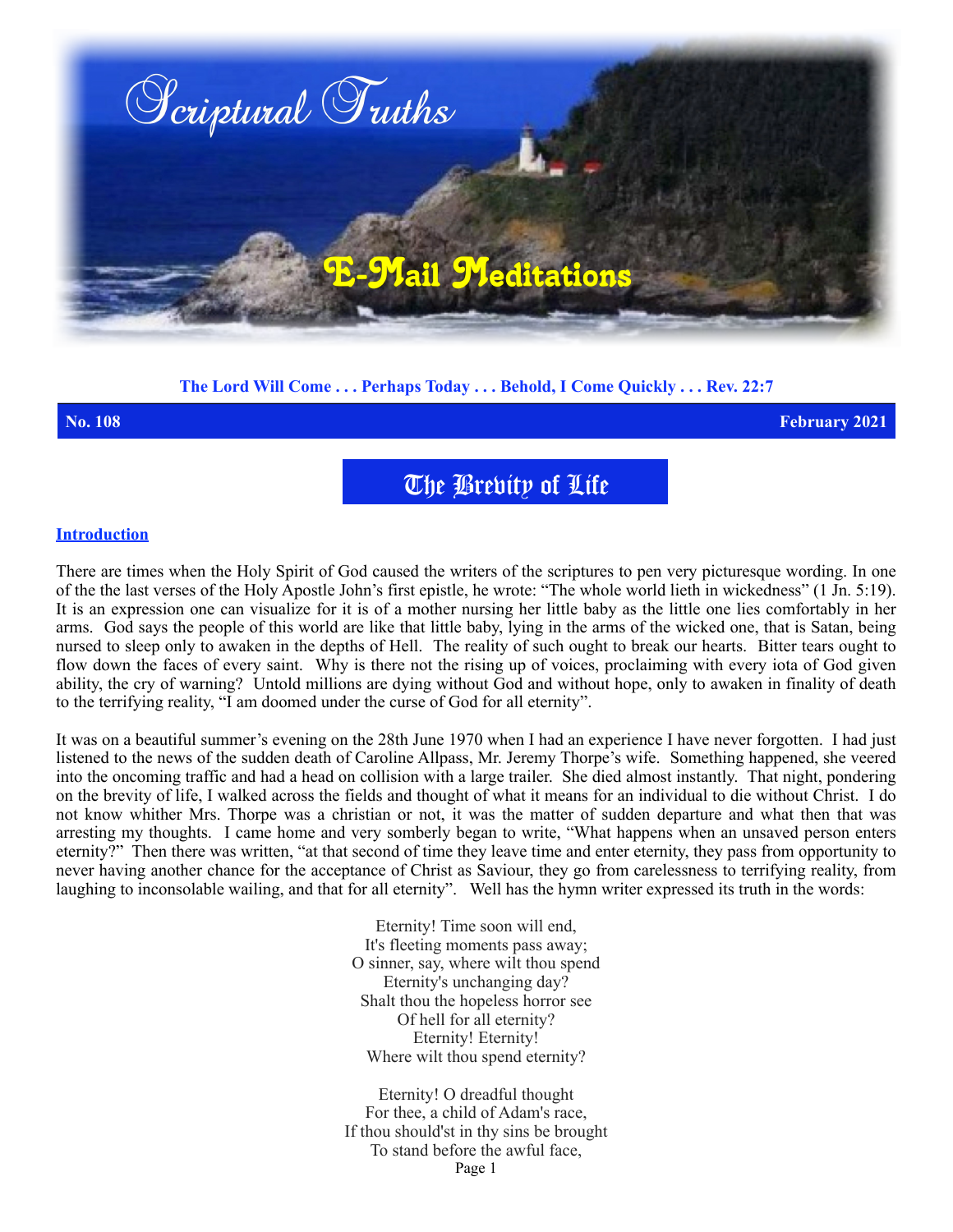# Scriptural Truths

## E-Mail Meditations

**The Lord Will Come . . . Perhaps Today . . . Behold, I Come Quickly . . . Rev. 22:7**

**No. 108** **February 2021**

# The Brevity of Life

**Introduction**

There are times when the Holy Spirit of God caused the writers of the scriptures to pen very picturesque wording. In one of the the last verses of the Holy Apostle John's first epistle, he wrote: "The whole world lieth in wickedness" (1 Jn. 5:19). It is an expression one can visualize for it is of a mother nursing her little baby as the little one lies comfortably in her arms. God says the people of this world are like that little baby, lying in the arms of the wicked one, that is Satan, being nursed to sleep only to awaken in the depths of Hell. The reality of such ought to break our hearts. Bitter tears ought to flow down the faces of every saint. Why is there not the rising up of voices, proclaiming with every iota of God given ability, the cry of warning? Untold millions are dying without God and without hope, only to awaken in finality of death to the terrifying reality, "I am doomed under the curse of God for all eternity".

It was on a beautiful summer's evening on the 28th June 1970 when I had an experience I have never forgotten. I had just listened to the news of the sudden death of Caroline Allpass, Mr. Jeremy Thorpe's wife. Something happened, she veered into the oncoming traffic and had a head on collision with a large trailer. She died almost instantly. That night, pondering on the brevity of life, I walked across the fields and thought of what it means for an individual to die without Christ. I do not know whither Mrs. Thorpe was a christian or not, it was the matter of sudden departure and what then that was arresting my thoughts. I came home and very somberly began to write, "What happens when an unsaved person enters eternity?" Then there was written, "at that second of time they leave time and enter eternity, they pass from opportunity to never having another chance for the acceptance of Christ as Saviour, they go from carelessness to terrifying reality, from laughing to inconsolable wailing, and that for all eternity". Well has the hymn writer expressed its truth in the words:

Eternity! Time soon will end,
It's fleeting moments pass away;
O sinner, say, where wilt thou spend
Eternity's unchanging day?
Shalt thou the hopeless horror see
Of hell for all eternity?
Eternity! Eternity!
Where wilt thou spend eternity?

Eternity! O dreadful thought
For thee, a child of Adam's race,
If thou should'st in thy sins be brought
To stand before the awful face,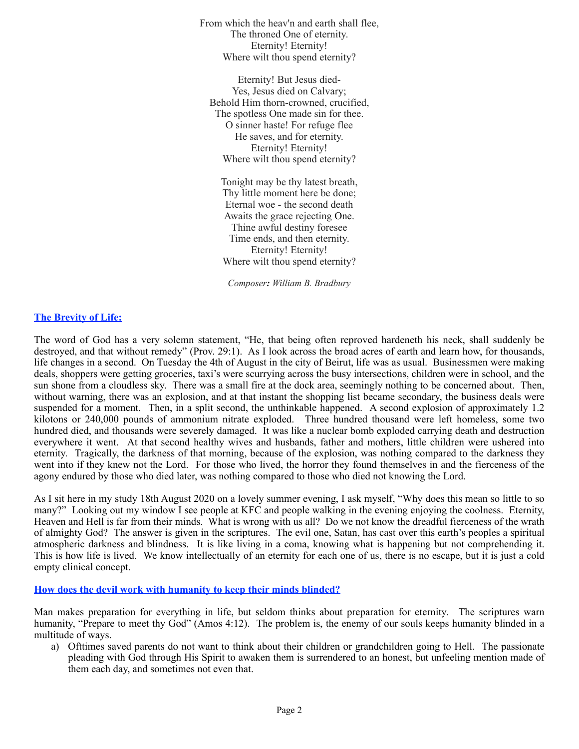From which the heav'n and earth shall flee,
The throned One of eternity.
Eternity! Eternity!
Where wilt thou spend eternity?

Eternity! But Jesus died-
Yes, Jesus died on Calvary;
Behold Him thorn-crowned, crucified,
The spotless One made sin for thee.
O sinner haste! For refuge flee
He saves, and for eternity.
Eternity! Eternity!
Where wilt thou spend eternity?

Tonight may be thy latest breath,
Thy little moment here be done;
Eternal woe - the second death
Awaits the grace rejecting One.
Thine awful destiny foresee
Time ends, and then eternity.
Eternity! Eternity!
Where wilt thou spend eternity?

*Composer: William B. Bradbury*

## The Brevity of Life:

The word of God has a very solemn statement, "He, that being often reproved hardeneth his neck, shall suddenly be destroyed, and that without remedy" (Prov. 29:1). As I look across the broad acres of earth and learn how, for thousands, life changes in a second. On Tuesday the 4th of August in the city of Beirut, life was as usual. Businessmen were making deals, shoppers were getting groceries, taxi's were scurrying across the busy intersections, children were in school, and the sun shone from a cloudless sky. There was a small fire at the dock area, seemingly nothing to be concerned about. Then, without warning, there was an explosion, and at that instant the shopping list became secondary, the business deals were suspended for a moment. Then, in a split second, the unthinkable happened. A second explosion of approximately 1.2 kilotons or 240,000 pounds of ammonium nitrate exploded. Three hundred thousand were left homeless, some two hundred died, and thousands were severely damaged. It was like a nuclear bomb exploded carrying death and destruction everywhere it went. At that second healthy wives and husbands, father and mothers, little children were ushered into eternity. Tragically, the darkness of that morning, because of the explosion, was nothing compared to the darkness they went into if they knew not the Lord. For those who lived, the horror they found themselves in and the fierceness of the agony endured by those who died later, was nothing compared to those who died not knowing the Lord.

As I sit here in my study 18th August 2020 on a lovely summer evening, I ask myself, "Why does this mean so little to so many?" Looking out my window I see people at KFC and people walking in the evening enjoying the coolness. Eternity, Heaven and Hell is far from their minds. What is wrong with us all? Do we not know the dreadful fierceness of the wrath of almighty God? The answer is given in the scriptures. The evil one, Satan, has cast over this earth's peoples a spiritual atmospheric darkness and blindness. It is like living in a coma, knowing what is happening but not comprehending it. This is how life is lived. We know intellectually of an eternity for each one of us, there is no escape, but it is just a cold empty clinical concept.

## How does the devil work with humanity to keep their minds blinded?

Man makes preparation for everything in life, but seldom thinks about preparation for eternity. The scriptures warn humanity, "Prepare to meet thy God" (Amos 4:12). The problem is, the enemy of our souls keeps humanity blinded in a multitude of ways.

a) Ofttimes saved parents do not want to think about their children or grandchildren going to Hell. The passionate pleading with God through His Spirit to awaken them is surrendered to an honest, but unfeeling mention made of them each day, and sometimes not even that.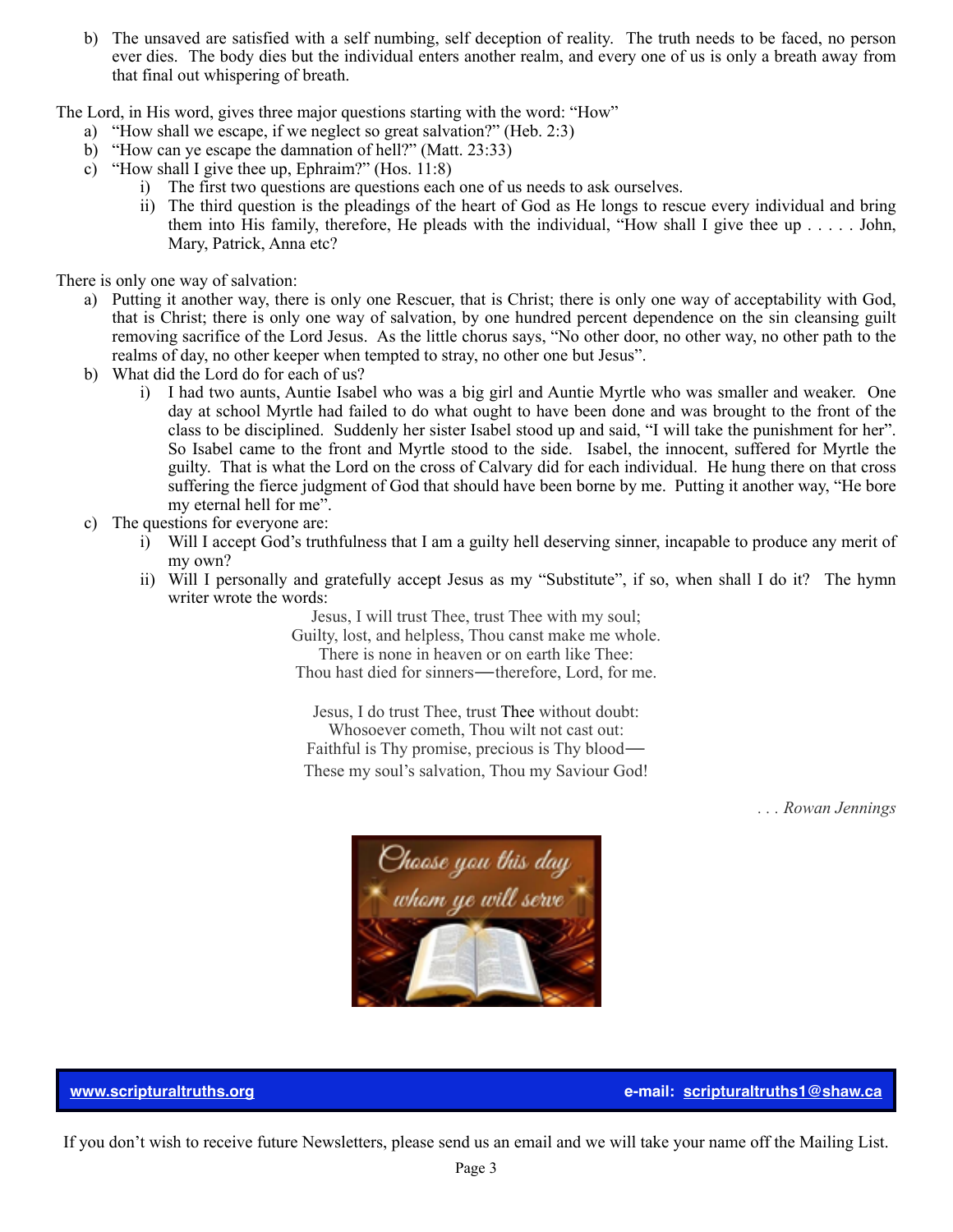b) The unsaved are satisfied with a self numbing, self deception of reality. The truth needs to be faced, no person ever dies. The body dies but the individual enters another realm, and every one of us is only a breath away from that final out whispering of breath.

The Lord, in His word, gives three major questions starting with the word: "How"

a) "How shall we escape, if we neglect so great salvation?" (Heb. 2:3)
b) "How can ye escape the damnation of hell?" (Matt. 23:33)
c) "How shall I give thee up, Ephraim?" (Hos. 11:8)
    i) The first two questions are questions each one of us needs to ask ourselves.
    ii) The third question is the pleadings of the heart of God as He longs to rescue every individual and bring them into His family, therefore, He pleads with the individual, "How shall I give thee up . . . . . John, Mary, Patrick, Anna etc?

There is only one way of salvation:

a) Putting it another way, there is only one Rescuer, that is Christ; there is only one way of acceptability with God, that is Christ; there is only one way of salvation, by one hundred percent dependence on the sin cleansing guilt removing sacrifice of the Lord Jesus. As the little chorus says, "No other door, no other way, no other path to the realms of day, no other keeper when tempted to stray, no other one but Jesus".
b) What did the Lord do for each of us?
    i) I had two aunts, Auntie Isabel who was a big girl and Auntie Myrtle who was smaller and weaker. One day at school Myrtle had failed to do what ought to have been done and was brought to the front of the class to be disciplined. Suddenly her sister Isabel stood up and said, "I will take the punishment for her". So Isabel came to the front and Myrtle stood to the side. Isabel, the innocent, suffered for Myrtle the guilty. That is what the Lord on the cross of Calvary did for each individual. He hung there on that cross suffering the fierce judgment of God that should have been borne by me. Putting it another way, "He bore my eternal hell for me".
c) The questions for everyone are:
    i) Will I accept God's truthfulness that I am a guilty hell deserving sinner, incapable to produce any merit of my own?
    ii) Will I personally and gratefully accept Jesus as my "Substitute", if so, when shall I do it? The hymn writer wrote the words:

Jesus, I will trust Thee, trust Thee with my soul;
Guilty, lost, and helpless, Thou canst make me whole.
There is none in heaven or on earth like Thee:
Thou hast died for sinners—therefore, Lord, for me.

Jesus, I do trust Thee, trust Thee without doubt:
Whosoever cometh, Thou wilt not cast out:
Faithful is Thy promise, precious is Thy blood—
These my soul's salvation, Thou my Saviour God!

*. . . Rowan Jennings*

Choose you this day whom ye will serve

**www.scripturaltruths.org** **e-mail: scripturaltruths1@shaw.ca**

If you don't wish to receive future Newsletters, please send us an email and we will take your name off the Mailing List.